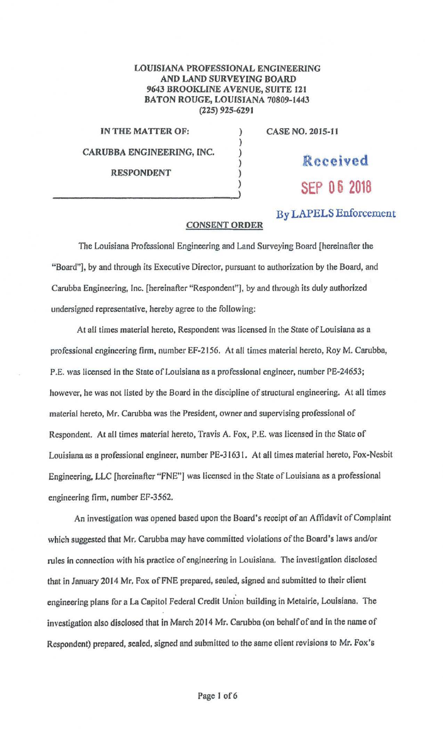**LOUISIANA PROFESSIONAL ENGINEERING**
**AND LAND SURVEYING BOARD**
**9643 BROOKLINE AVENUE, SUITE 121**
**BATON ROUGE, LOUISIANA 70809-1443**
**(225) 925-6291**

**IN THE MATTER OF:** ) **CASE NO. 2015-11**

**CARUBBA ENGINEERING, INC.** )

**RESPONDENT** )

Received
SEP 06 2018
By LAPELS Enforcement

**CONSENT ORDER**

The Louisiana Professional Engineering and Land Surveying Board [hereinafter the "Board"], by and through its Executive Director, pursuant to authorization by the Board, and Carubba Engineering, Inc. [hereinafter "Respondent"], by and through its duly authorized undersigned representative, hereby agree to the following:

At all times material hereto, Respondent was licensed in the State of Louisiana as a professional engineering firm, number EF-2156. At all times material hereto, Roy M. Carubba, P.E. was licensed in the State of Louisiana as a professional engineer, number PE-24653; however, he was not listed by the Board in the discipline of structural engineering. At all times material hereto, Mr. Carubba was the President, owner and supervising professional of Respondent. At all times material hereto, Travis A. Fox, P.E. was licensed in the State of Louisiana as a professional engineer, number PE-31631. At all times material hereto, Fox-Nesbit Engineering, LLC [hereinafter "FNE"] was licensed in the State of Louisiana as a professional engineering firm, number EF-3562.

An investigation was opened based upon the Board's receipt of an Affidavit of Complaint which suggested that Mr. Carubba may have committed violations of the Board's laws and/or rules in connection with his practice of engineering in Louisiana. The investigation disclosed that in January 2014 Mr. Fox of FNE prepared, sealed, signed and submitted to their client engineering plans for a La Capitol Federal Credit Union building in Metairie, Louisiana. The investigation also disclosed that in March 2014 Mr. Carubba (on behalf of and in the name of Respondent) prepared, sealed, signed and submitted to the same client revisions to Mr. Fox's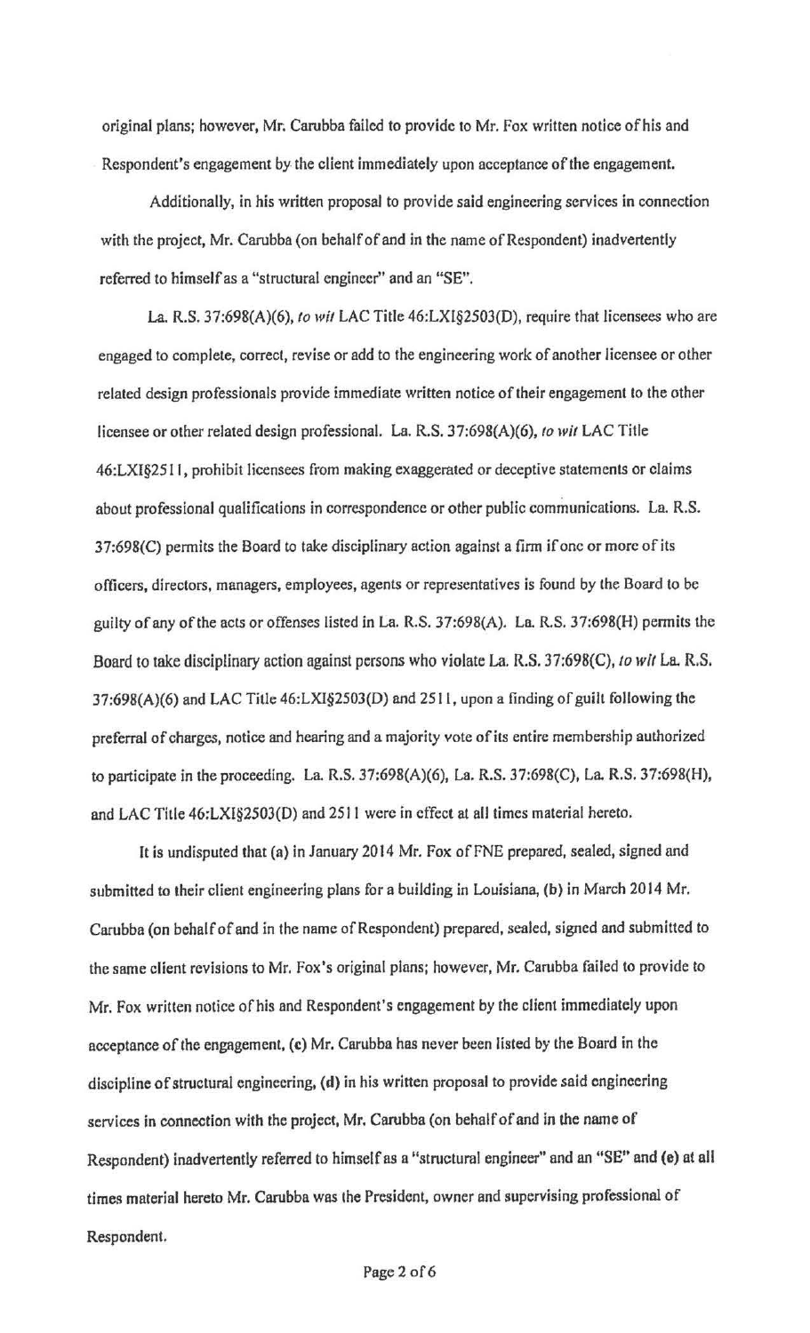original plans; however, Mr. Carubba failed to provide to Mr. Fox written notice of his and Respondent's engagement by the client immediately upon acceptance of the engagement.

Additionally, in his written proposal to provide said engineering services in connection with the project, Mr. Carubba (on behalf of and in the name of Respondent) inadvertently referred to himself as a "structural engineer" and an "SE".

La. R.S. 37:698(A)(6), *to wit* LAC Title 46:LXI§2503(D), require that licensees who are engaged to complete, correct, revise or add to the engineering work of another licensee or other related design professionals provide immediate written notice of their engagement to the other licensee or other related design professional. La. R.S. 37:698(A)(6), *to wit* LAC Title 46:LXI§2511, prohibit licensees from making exaggerated or deceptive statements or claims about professional qualifications in correspondence or other public communications. La. R.S. 37:698(C) permits the Board to take disciplinary action against a firm if one or more of its officers, directors, managers, employees, agents or representatives is found by the Board to be guilty of any of the acts or offenses listed in La. R.S. 37:698(A). La. R.S. 37:698(H) permits the Board to take disciplinary action against persons who violate La. R.S. 37:698(C), *to wit* La. R.S. 37:698(A)(6) and LAC Title 46:LXI§2503(D) and 2511, upon a finding of guilt following the preferral of charges, notice and hearing and a majority vote of its entire membership authorized to participate in the proceeding. La. R.S. 37:698(A)(6), La. R.S. 37:698(C), La. R.S. 37:698(H), and LAC Title 46:LXI§2503(D) and 2511 were in effect at all times material hereto.

It is undisputed that (a) in January 2014 Mr. Fox of FNE prepared, sealed, signed and submitted to their client engineering plans for a building in Louisiana, (b) in March 2014 Mr. Carubba (on behalf of and in the name of Respondent) prepared, sealed, signed and submitted to the same client revisions to Mr. Fox's original plans; however, Mr. Carubba failed to provide to Mr. Fox written notice of his and Respondent's engagement by the client immediately upon acceptance of the engagement, (c) Mr. Carubba has never been listed by the Board in the discipline of structural engineering, (d) in his written proposal to provide said engineering services in connection with the project, Mr. Carubba (on behalf of and in the name of Respondent) inadvertently referred to himself as a "structural engineer" and an "SE" and (e) at all times material hereto Mr. Carubba was the President, owner and supervising professional of Respondent.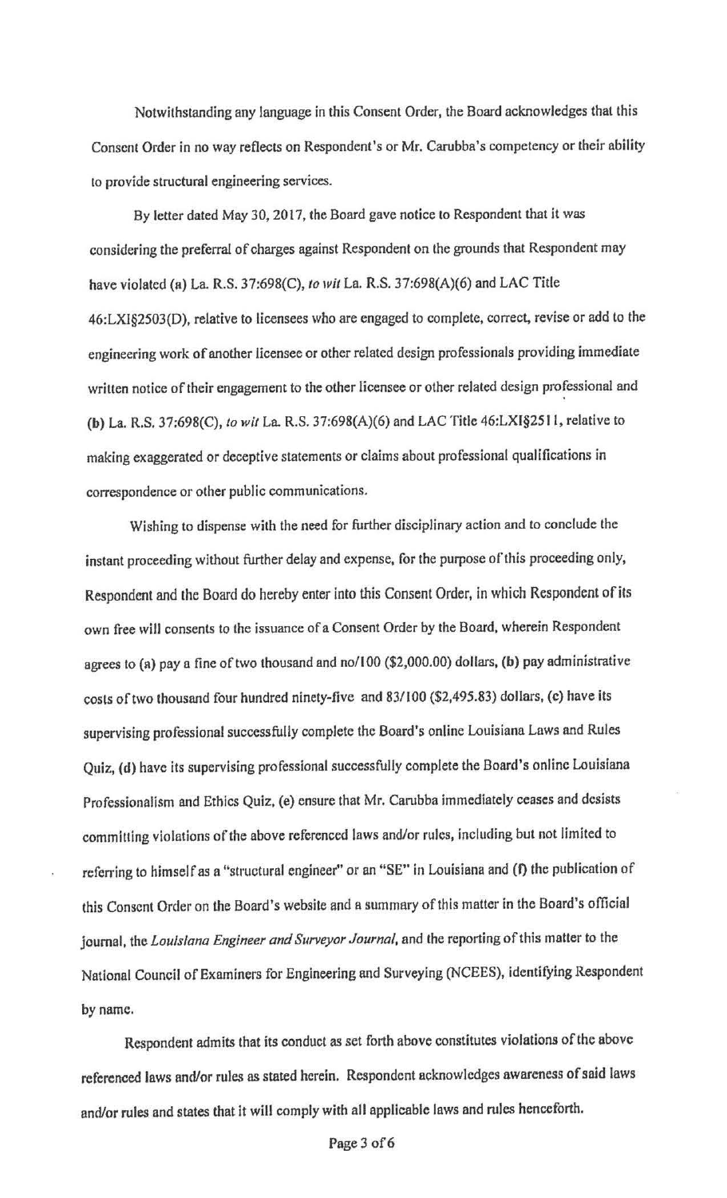Notwithstanding any language in this Consent Order, the Board acknowledges that this Consent Order in no way reflects on Respondent's or Mr. Carubba's competency or their ability to provide structural engineering services.

By letter dated May 30, 2017, the Board gave notice to Respondent that it was considering the preferral of charges against Respondent on the grounds that Respondent may have violated **(a)** La. R.S. 37:698(C), *to wit* La. R.S. 37:698(A)(6) and LAC Title 46:LXI§2503(D), relative to licensees who are engaged to complete, correct, revise or add to the engineering work of another licensee or other related design professionals providing immediate written notice of their engagement to the other licensee or other related design professional and **(b)** La. R.S. 37:698(C), *to wit* La. R.S. 37:698(A)(6) and LAC Title 46:LXI§2511, relative to making exaggerated or deceptive statements or claims about professional qualifications in correspondence or other public communications.

Wishing to dispense with the need for further disciplinary action and to conclude the instant proceeding without further delay and expense, for the purpose of this proceeding only, Respondent and the Board do hereby enter into this Consent Order, in which Respondent of its own free will consents to the issuance of a Consent Order by the Board, wherein Respondent agrees to **(a)** pay a fine of two thousand and no/100 ($2,000.00) dollars, **(b)** pay administrative costs of two thousand four hundred ninety-five and 83/100 ($2,495.83) dollars, **(c)** have its supervising professional successfully complete the Board's online Louisiana Laws and Rules Quiz, **(d)** have its supervising professional successfully complete the Board's online Louisiana Professionalism and Ethics Quiz, **(e)** ensure that Mr. Carubba immediately ceases and desists committing violations of the above referenced laws and/or rules, including but not limited to referring to himself as a "structural engineer" or an "SE" in Louisiana and **(f)** the publication of this Consent Order on the Board's website and a summary of this matter in the Board's official journal, the *Louisiana Engineer and Surveyor Journal*, and the reporting of this matter to the National Council of Examiners for Engineering and Surveying (NCEES), identifying Respondent by name.

Respondent admits that its conduct as set forth above constitutes violations of the above referenced laws and/or rules as stated herein. Respondent acknowledges awareness of said laws and/or rules and states that it will comply with all applicable laws and rules henceforth.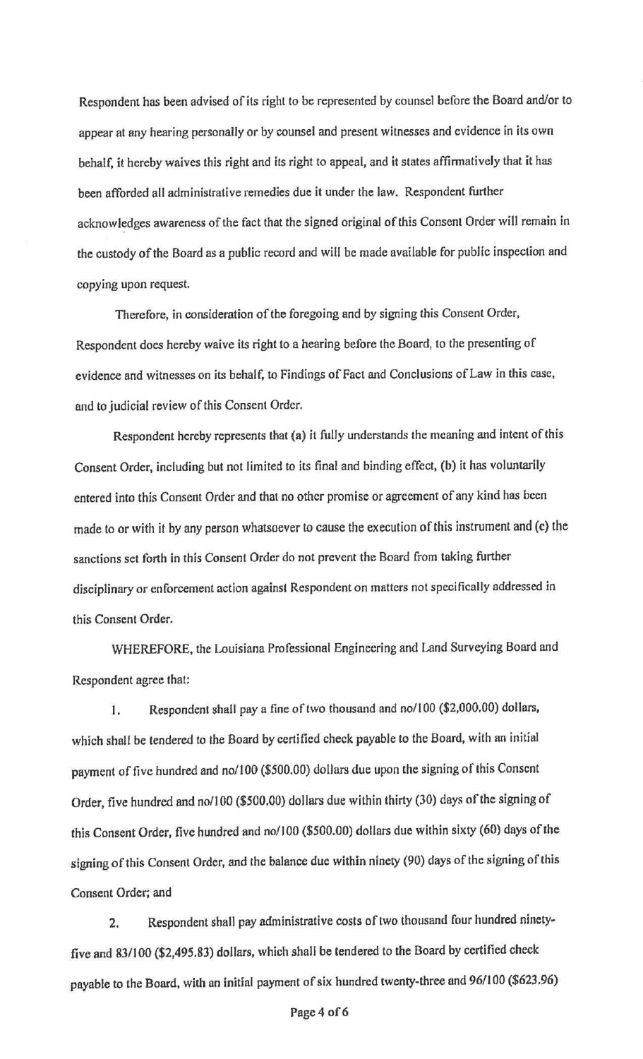Respondent has been advised of its right to be represented by counsel before the Board and/or to appear at any hearing personally or by counsel and present witnesses and evidence in its own behalf, it hereby waives this right and its right to appeal, and it states affirmatively that it has been afforded all administrative remedies due it under the law. Respondent further acknowledges awareness of the fact that the signed original of this Consent Order will remain in the custody of the Board as a public record and will be made available for public inspection and copying upon request.

Therefore, in consideration of the foregoing and by signing this Consent Order, Respondent does hereby waive its right to a hearing before the Board, to the presenting of evidence and witnesses on its behalf, to Findings of Fact and Conclusions of Law in this case, and to judicial review of this Consent Order.

Respondent hereby represents that (a) it fully understands the meaning and intent of this Consent Order, including but not limited to its final and binding effect, (b) it has voluntarily entered into this Consent Order and that no other promise or agreement of any kind has been made to or with it by any person whatsoever to cause the execution of this instrument and (c) the sanctions set forth in this Consent Order do not prevent the Board from taking further disciplinary or enforcement action against Respondent on matters not specifically addressed in this Consent Order.

WHEREFORE, the Louisiana Professional Engineering and Land Surveying Board and Respondent agree that:

1. Respondent shall pay a fine of two thousand and no/100 ($2,000.00) dollars, which shall be tendered to the Board by certified check payable to the Board, with an initial payment of five hundred and no/100 ($500.00) dollars due upon the signing of this Consent Order, five hundred and no/100 ($500.00) dollars due within thirty (30) days of the signing of this Consent Order, five hundred and no/100 ($500.00) dollars due within sixty (60) days of the signing of this Consent Order, and the balance due within ninety (90) days of the signing of this Consent Order; and

2. Respondent shall pay administrative costs of two thousand four hundred ninety-five and 83/100 ($2,495.83) dollars, which shall be tendered to the Board by certified check payable to the Board, with an initial payment of six hundred twenty-three and 96/100 ($623.96)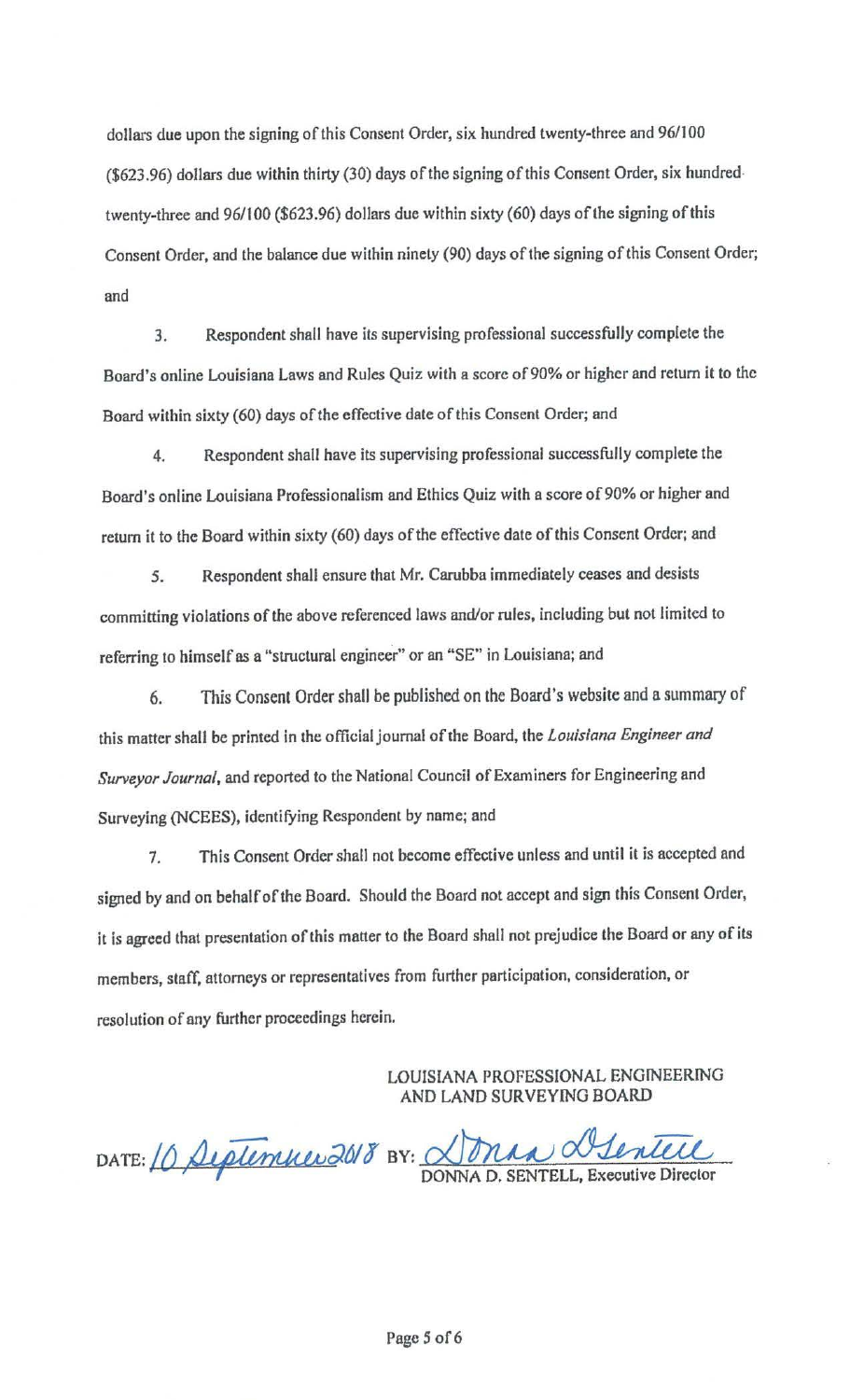dollars due upon the signing of this Consent Order, six hundred twenty-three and 96/100 ($623.96) dollars due within thirty (30) days of the signing of this Consent Order, six hundred twenty-three and 96/100 ($623.96) dollars due within sixty (60) days of the signing of this Consent Order, and the balance due within ninety (90) days of the signing of this Consent Order; and

3. Respondent shall have its supervising professional successfully complete the Board's online Louisiana Laws and Rules Quiz with a score of 90% or higher and return it to the Board within sixty (60) days of the effective date of this Consent Order; and

4. Respondent shall have its supervising professional successfully complete the Board's online Louisiana Professionalism and Ethics Quiz with a score of 90% or higher and return it to the Board within sixty (60) days of the effective date of this Consent Order; and

5. Respondent shall ensure that Mr. Carubba immediately ceases and desists committing violations of the above referenced laws and/or rules, including but not limited to referring to himself as a "structural engineer" or an "SE" in Louisiana; and

6. This Consent Order shall be published on the Board's website and a summary of this matter shall be printed in the official journal of the Board, the *Louisiana Engineer and Surveyor Journal*, and reported to the National Council of Examiners for Engineering and Surveying (NCEES), identifying Respondent by name; and

7. This Consent Order shall not become effective unless and until it is accepted and signed by and on behalf of the Board. Should the Board not accept and sign this Consent Order, it is agreed that presentation of this matter to the Board shall not prejudice the Board or any of its members, staff, attorneys or representatives from further participation, consideration, or resolution of any further proceedings herein.

LOUISIANA PROFESSIONAL ENGINEERING AND LAND SURVEYING BOARD

DATE: 10 September 2018 BY: Donna D. Sentell

DONNA D. SENTELL, Executive Director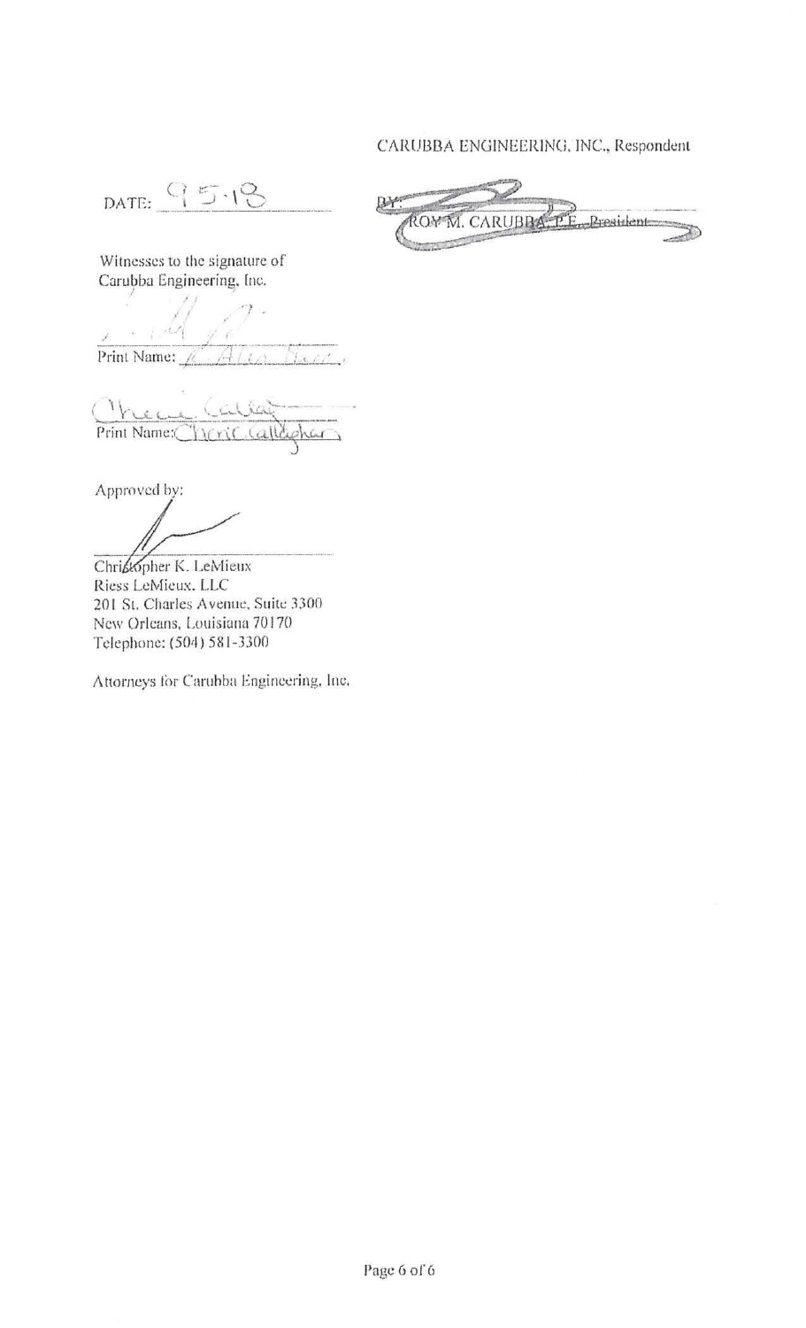CARUBBA ENGINEERING, INC., Respondent

DATE: 9-5-18

BY: ROY M. CARUBBA, P.E., President

Witnesses to the signature of Carubba Engineering, Inc.

Print Name: A. Allen Barr

Print Name: Cherie Callegher

Approved by:

Christopher K. LeMieux
Riess LeMieux, LLC
201 St. Charles Avenue, Suite 3300
New Orleans, Louisiana 70170
Telephone: (504) 581-3300

Attorneys for Carubba Engineering, Inc.